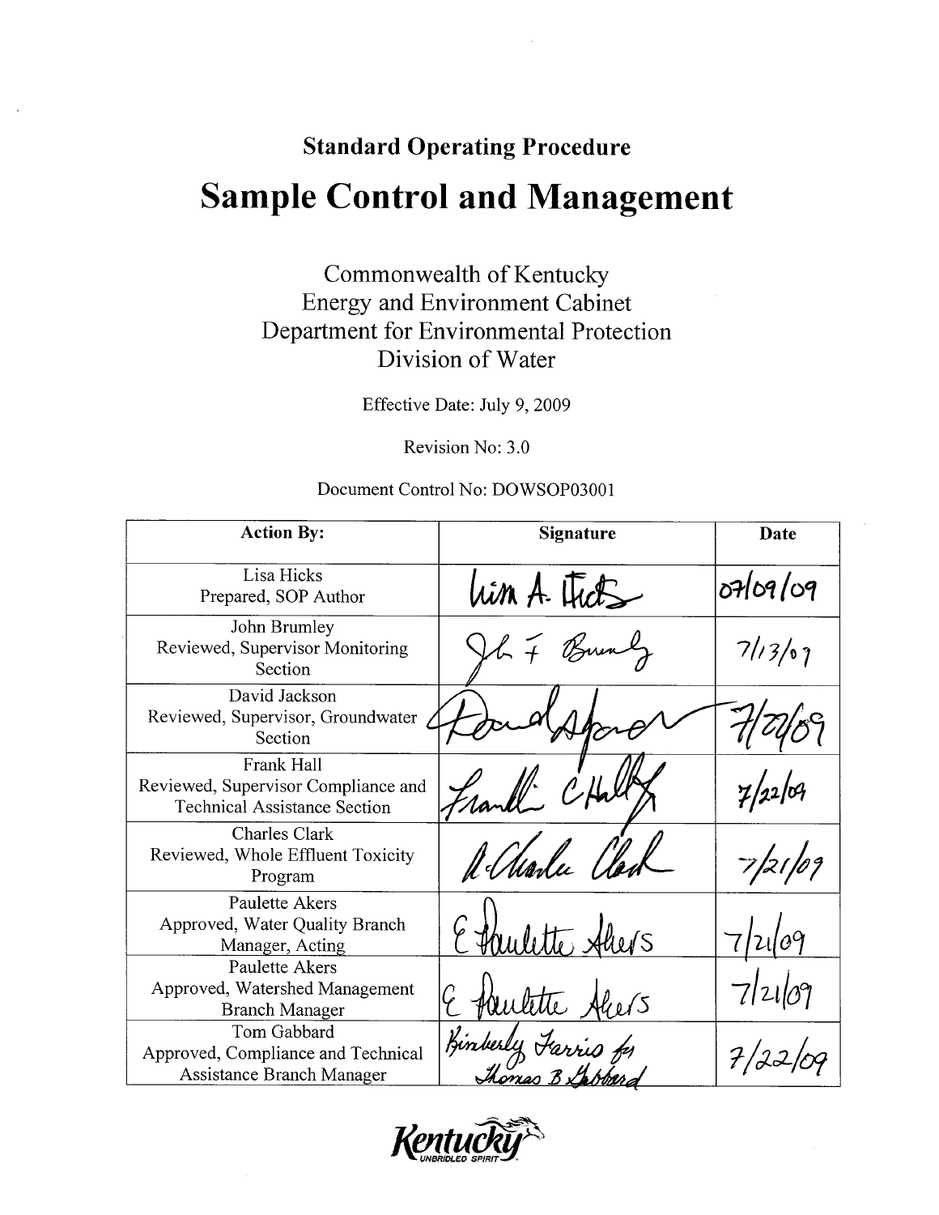# Standard Operating Procedure

# Sample Control and Management

Commonwealth of Kentucky
Energy and Environment Cabinet
Department for Environmental Protection
Division of Water

Effective Date: July 9, 2009

Revision No: 3.0

Document Control No: DOWSOP03001

| Action By: | Signature | Date |
|---|---|---|
| Lisa Hicks<br>Prepared, SOP Author | Lisa A. Hicks | 07/09/09 |
| John Brumley<br>Reviewed, Supervisor Monitoring Section | John F Brumley | 7/13/09 |
| David Jackson<br>Reviewed, Supervisor, Groundwater Section | David Jackson | 7/22/09 |
| Frank Hall<br>Reviewed, Supervisor Compliance and Technical Assistance Section | Franklin C Hall | 7/22/09 |
| Charles Clark<br>Reviewed, Whole Effluent Toxicity Program | R Charles Clark | 7/21/09 |
| Paulette Akers<br>Approved, Water Quality Branch Manager, Acting | E Paulette Akers | 7/21/09 |
| Paulette Akers<br>Approved, Watershed Management Branch Manager | E Paulette Akers | 7/21/09 |
| Tom Gabbard<br>Approved, Compliance and Technical Assistance Branch Manager | Kimberly Farris for Thomas B Gabbard | 7/22/09 |

Kentucky UNBRIDLED SPIRIT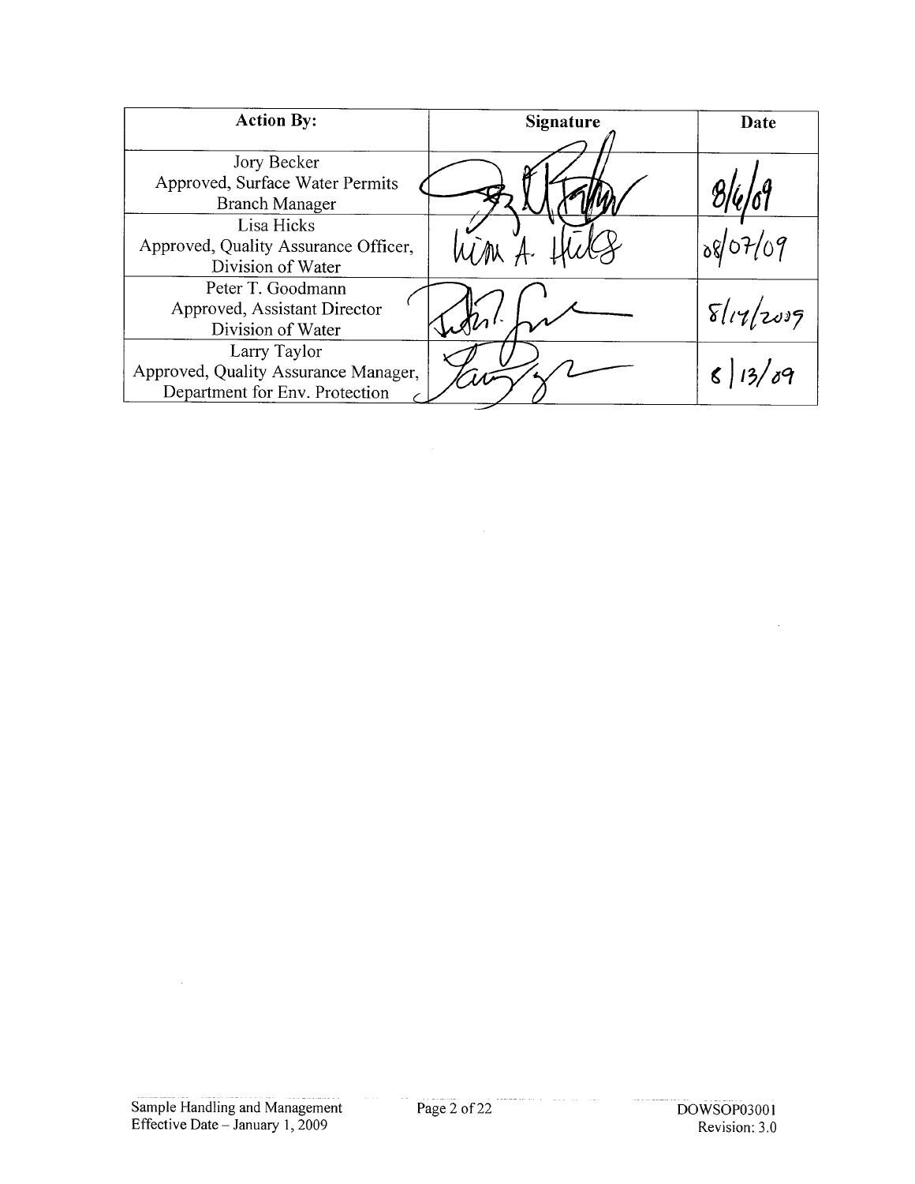| Action By: | Signature | Date |
|---|---|---|
| Jory Becker<br>Approved, Surface Water Permits Branch Manager | | 8/6/09 |
| Lisa Hicks<br>Approved, Quality Assurance Officer, Division of Water | | 08/07/09 |
| Peter T. Goodmann<br>Approved, Assistant Director Division of Water | | 8/14/2009 |
| Larry Taylor<br>Approved, Quality Assurance Manager, Department for Env. Protection | | 8/13/09 |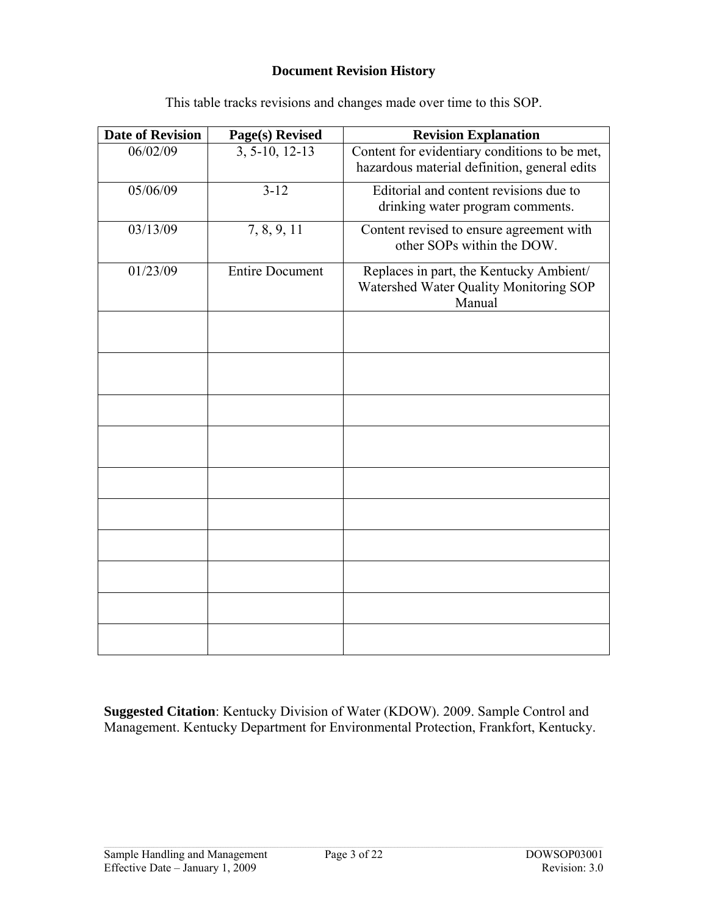**Document Revision History**

This table tracks revisions and changes made over time to this SOP.

| Date of Revision | Page(s) Revised | Revision Explanation |
|---|---|---|
| 06/02/09 | 3, 5-10, 12-13 | Content for evidentiary conditions to be met, hazardous material definition, general edits |
| 05/06/09 | 3-12 | Editorial and content revisions due to drinking water program comments. |
| 03/13/09 | 7, 8, 9, 11 | Content revised to ensure agreement with other SOPs within the DOW. |
| 01/23/09 | Entire Document | Replaces in part, the Kentucky Ambient/ Watershed Water Quality Monitoring SOP Manual |
| | | |
| | | |
| | | |
| | | |
| | | |
| | | |
| | | |
| | | |
| | | |
| | | |

**Suggested Citation**: Kentucky Division of Water (KDOW). 2009. Sample Control and Management. Kentucky Department for Environmental Protection, Frankfort, Kentucky.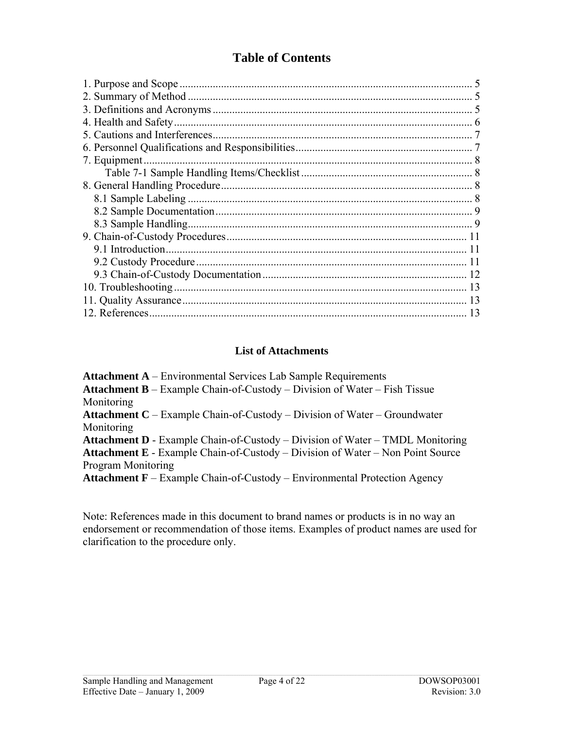# Table of Contents

1. Purpose and Scope ........................................................................................................ 5
2. Summary of Method ...................................................................................................... 5
3. Definitions and Acronyms ............................................................................................. 5
4. Health and Safety .......................................................................................................... 6
5. Cautions and Interferences............................................................................................ 7
6. Personnel Qualifications and Responsibilities............................................................... 7
7. Equipment ..................................................................................................................... 8
    Table 7-1 Sample Handling Items/Checklist ............................................................. 8
8. General Handling Procedure.......................................................................................... 8
    8.1 Sample Labeling ...................................................................................................... 8
    8.2 Sample Documentation ........................................................................................... 9
    8.3 Sample Handling ..................................................................................................... 9
9. Chain-of-Custody Procedures...................................................................................... 11
    9.1 Introduction............................................................................................................ 11
    9.2 Custody Procedure ................................................................................................. 11
    9.3 Chain-of-Custody Documentation ......................................................................... 12
10. Troubleshooting ......................................................................................................... 13
11. Quality Assurance ...................................................................................................... 13
12. References.................................................................................................................. 13

## List of Attachments

**Attachment A** – Environmental Services Lab Sample Requirements
**Attachment B** – Example Chain-of-Custody – Division of Water – Fish Tissue Monitoring
**Attachment C** – Example Chain-of-Custody – Division of Water – Groundwater Monitoring
**Attachment D** - Example Chain-of-Custody – Division of Water – TMDL Monitoring
**Attachment E** - Example Chain-of-Custody – Division of Water – Non Point Source Program Monitoring
**Attachment F** – Example Chain-of-Custody – Environmental Protection Agency

Note: References made in this document to brand names or products is in no way an endorsement or recommendation of those items. Examples of product names are used for clarification to the procedure only.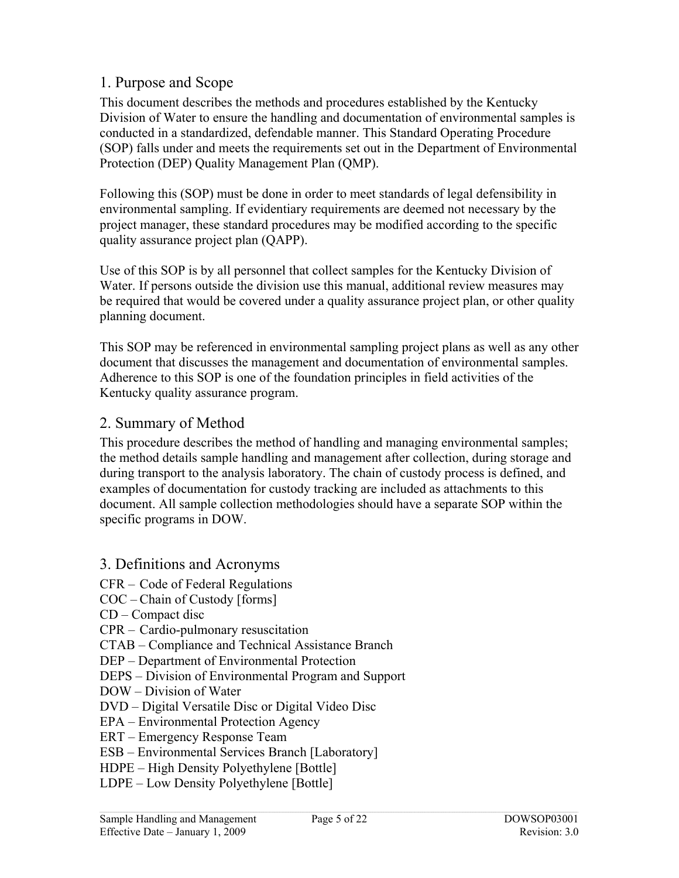## 1. Purpose and Scope

This document describes the methods and procedures established by the Kentucky Division of Water to ensure the handling and documentation of environmental samples is conducted in a standardized, defendable manner. This Standard Operating Procedure (SOP) falls under and meets the requirements set out in the Department of Environmental Protection (DEP) Quality Management Plan (QMP).

Following this (SOP) must be done in order to meet standards of legal defensibility in environmental sampling. If evidentiary requirements are deemed not necessary by the project manager, these standard procedures may be modified according to the specific quality assurance project plan (QAPP).

Use of this SOP is by all personnel that collect samples for the Kentucky Division of Water. If persons outside the division use this manual, additional review measures may be required that would be covered under a quality assurance project plan, or other quality planning document.

This SOP may be referenced in environmental sampling project plans as well as any other document that discusses the management and documentation of environmental samples. Adherence to this SOP is one of the foundation principles in field activities of the Kentucky quality assurance program.

## 2. Summary of Method

This procedure describes the method of handling and managing environmental samples; the method details sample handling and management after collection, during storage and during transport to the analysis laboratory. The chain of custody process is defined, and examples of documentation for custody tracking are included as attachments to this document. All sample collection methodologies should have a separate SOP within the specific programs in DOW.

## 3. Definitions and Acronyms

CFR – Code of Federal Regulations
COC – Chain of Custody [forms]
CD – Compact disc
CPR – Cardio-pulmonary resuscitation
CTAB – Compliance and Technical Assistance Branch
DEP – Department of Environmental Protection
DEPS – Division of Environmental Program and Support
DOW – Division of Water
DVD – Digital Versatile Disc or Digital Video Disc
EPA – Environmental Protection Agency
ERT – Emergency Response Team
ESB – Environmental Services Branch [Laboratory]
HDPE – High Density Polyethylene [Bottle]
LDPE – Low Density Polyethylene [Bottle]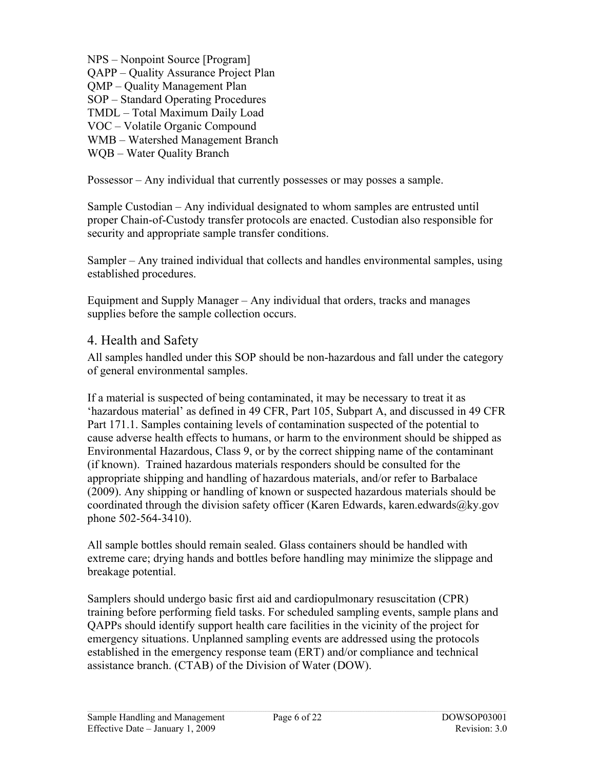NPS – Nonpoint Source [Program]
QAPP – Quality Assurance Project Plan
QMP – Quality Management Plan
SOP – Standard Operating Procedures
TMDL – Total Maximum Daily Load
VOC – Volatile Organic Compound
WMB – Watershed Management Branch
WQB – Water Quality Branch

Possessor – Any individual that currently possesses or may posses a sample.

Sample Custodian – Any individual designated to whom samples are entrusted until proper Chain-of-Custody transfer protocols are enacted. Custodian also responsible for security and appropriate sample transfer conditions.

Sampler – Any trained individual that collects and handles environmental samples, using established procedures.

Equipment and Supply Manager – Any individual that orders, tracks and manages supplies before the sample collection occurs.

## 4. Health and Safety

All samples handled under this SOP should be non-hazardous and fall under the category of general environmental samples.

If a material is suspected of being contaminated, it may be necessary to treat it as 'hazardous material' as defined in 49 CFR, Part 105, Subpart A, and discussed in 49 CFR Part 171.1. Samples containing levels of contamination suspected of the potential to cause adverse health effects to humans, or harm to the environment should be shipped as Environmental Hazardous, Class 9, or by the correct shipping name of the contaminant (if known). Trained hazardous materials responders should be consulted for the appropriate shipping and handling of hazardous materials, and/or refer to Barbalace (2009). Any shipping or handling of known or suspected hazardous materials should be coordinated through the division safety officer (Karen Edwards, karen.edwards@ky.gov phone 502-564-3410).

All sample bottles should remain sealed. Glass containers should be handled with extreme care; drying hands and bottles before handling may minimize the slippage and breakage potential.

Samplers should undergo basic first aid and cardiopulmonary resuscitation (CPR) training before performing field tasks. For scheduled sampling events, sample plans and QAPPs should identify support health care facilities in the vicinity of the project for emergency situations. Unplanned sampling events are addressed using the protocols established in the emergency response team (ERT) and/or compliance and technical assistance branch. (CTAB) of the Division of Water (DOW).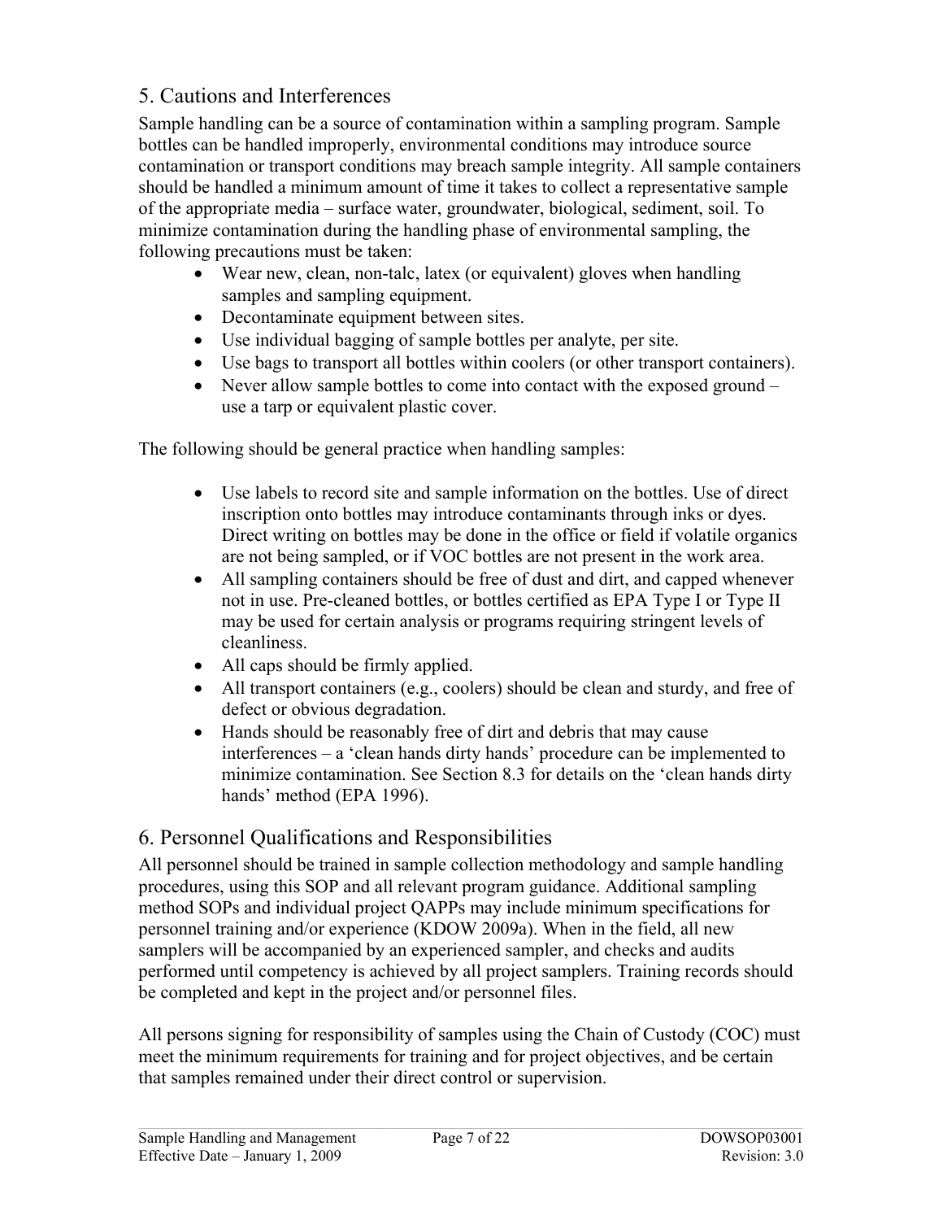## 5. Cautions and Interferences

Sample handling can be a source of contamination within a sampling program. Sample bottles can be handled improperly, environmental conditions may introduce source contamination or transport conditions may breach sample integrity. All sample containers should be handled a minimum amount of time it takes to collect a representative sample of the appropriate media – surface water, groundwater, biological, sediment, soil. To minimize contamination during the handling phase of environmental sampling, the following precautions must be taken:

- Wear new, clean, non-talc, latex (or equivalent) gloves when handling samples and sampling equipment.
- Decontaminate equipment between sites.
- Use individual bagging of sample bottles per analyte, per site.
- Use bags to transport all bottles within coolers (or other transport containers).
- Never allow sample bottles to come into contact with the exposed ground – use a tarp or equivalent plastic cover.

The following should be general practice when handling samples:

- Use labels to record site and sample information on the bottles. Use of direct inscription onto bottles may introduce contaminants through inks or dyes. Direct writing on bottles may be done in the office or field if volatile organics are not being sampled, or if VOC bottles are not present in the work area.
- All sampling containers should be free of dust and dirt, and capped whenever not in use. Pre-cleaned bottles, or bottles certified as EPA Type I or Type II may be used for certain analysis or programs requiring stringent levels of cleanliness.
- All caps should be firmly applied.
- All transport containers (e.g., coolers) should be clean and sturdy, and free of defect or obvious degradation.
- Hands should be reasonably free of dirt and debris that may cause interferences – a 'clean hands dirty hands' procedure can be implemented to minimize contamination. See Section 8.3 for details on the 'clean hands dirty hands' method (EPA 1996).

## 6. Personnel Qualifications and Responsibilities

All personnel should be trained in sample collection methodology and sample handling procedures, using this SOP and all relevant program guidance. Additional sampling method SOPs and individual project QAPPs may include minimum specifications for personnel training and/or experience (KDOW 2009a). When in the field, all new samplers will be accompanied by an experienced sampler, and checks and audits performed until competency is achieved by all project samplers. Training records should be completed and kept in the project and/or personnel files.

All persons signing for responsibility of samples using the Chain of Custody (COC) must meet the minimum requirements for training and for project objectives, and be certain that samples remained under their direct control or supervision.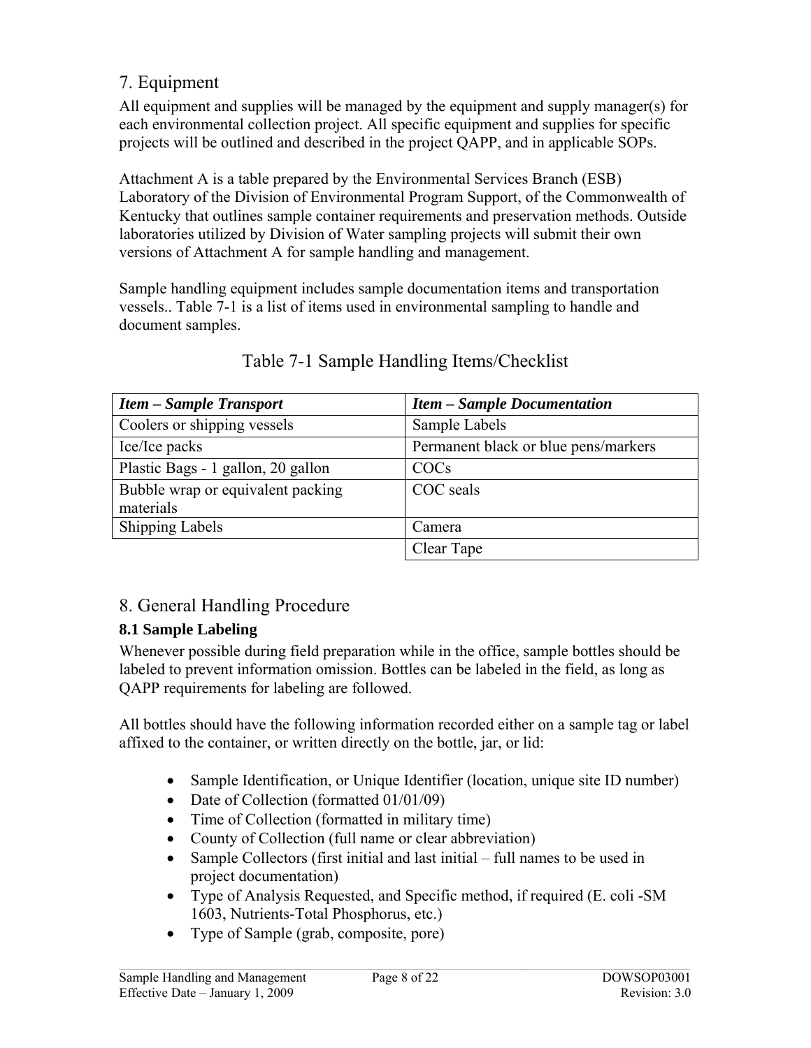## 7. Equipment

All equipment and supplies will be managed by the equipment and supply manager(s) for each environmental collection project. All specific equipment and supplies for specific projects will be outlined and described in the project QAPP, and in applicable SOPs.

Attachment A is a table prepared by the Environmental Services Branch (ESB) Laboratory of the Division of Environmental Program Support, of the Commonwealth of Kentucky that outlines sample container requirements and preservation methods. Outside laboratories utilized by Division of Water sampling projects will submit their own versions of Attachment A for sample handling and management.

Sample handling equipment includes sample documentation items and transportation vessels.. Table 7-1 is a list of items used in environmental sampling to handle and document samples.

Table 7-1 Sample Handling Items/Checklist

| ***Item – Sample Transport*** | ***Item – Sample Documentation*** |
|---|---|
| Coolers or shipping vessels | Sample Labels |
| Ice/Ice packs | Permanent black or blue pens/markers |
| Plastic Bags - 1 gallon, 20 gallon | COCs |
| Bubble wrap or equivalent packing materials | COC seals |
| Shipping Labels | Camera |
| | Clear Tape |

## 8. General Handling Procedure

### 8.1 Sample Labeling

Whenever possible during field preparation while in the office, sample bottles should be labeled to prevent information omission. Bottles can be labeled in the field, as long as QAPP requirements for labeling are followed.

All bottles should have the following information recorded either on a sample tag or label affixed to the container, or written directly on the bottle, jar, or lid:

- Sample Identification, or Unique Identifier (location, unique site ID number)
- Date of Collection (formatted 01/01/09)
- Time of Collection (formatted in military time)
- County of Collection (full name or clear abbreviation)
- Sample Collectors (first initial and last initial – full names to be used in project documentation)
- Type of Analysis Requested, and Specific method, if required (E. coli -SM 1603, Nutrients-Total Phosphorus, etc.)
- Type of Sample (grab, composite, pore)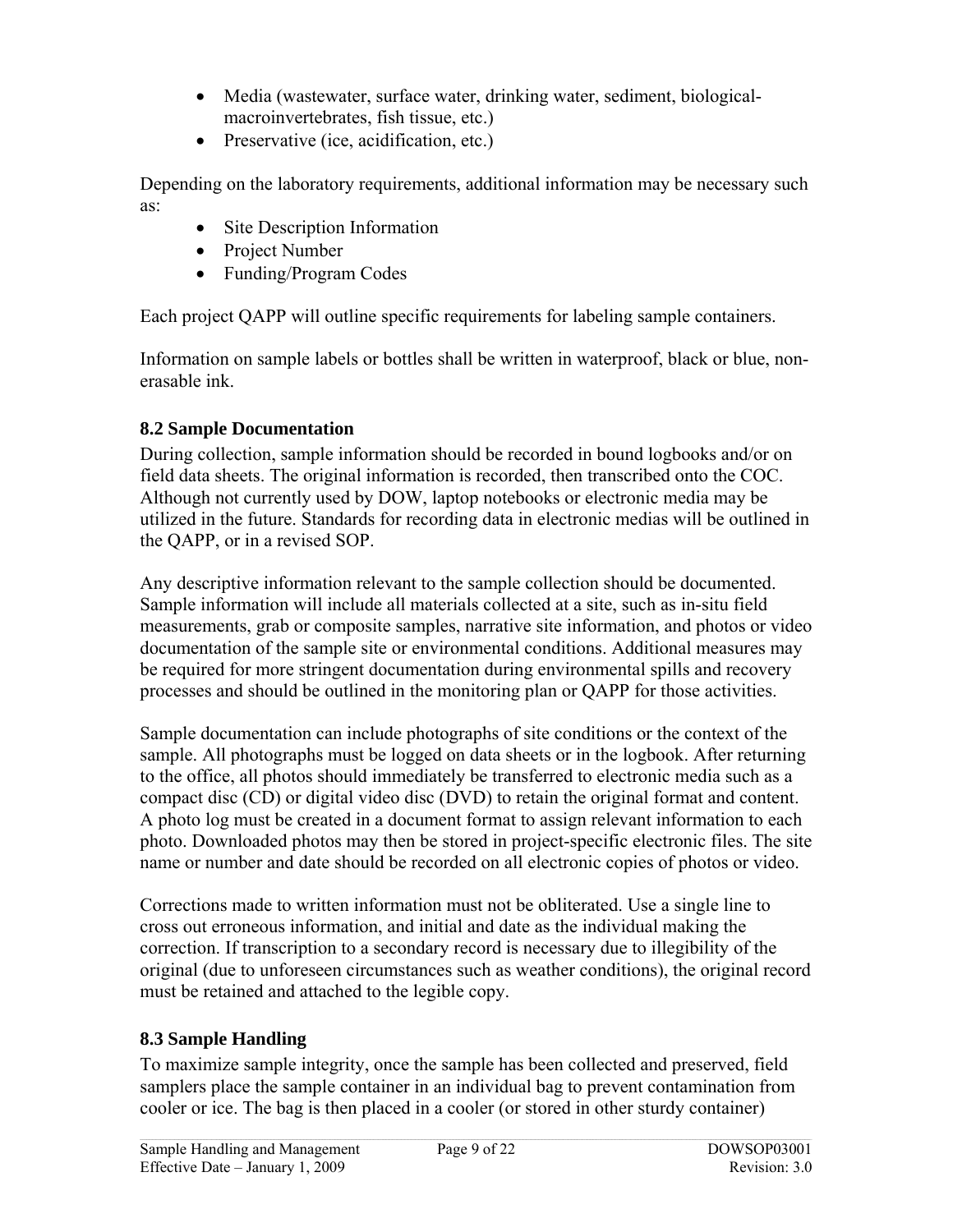- Media (wastewater, surface water, drinking water, sediment, biological-macroinvertebrates, fish tissue, etc.)
- Preservative (ice, acidification, etc.)

Depending on the laboratory requirements, additional information may be necessary such as:

- Site Description Information
- Project Number
- Funding/Program Codes

Each project QAPP will outline specific requirements for labeling sample containers.

Information on sample labels or bottles shall be written in waterproof, black or blue, non-erasable ink.

### 8.2 Sample Documentation

During collection, sample information should be recorded in bound logbooks and/or on field data sheets. The original information is recorded, then transcribed onto the COC. Although not currently used by DOW, laptop notebooks or electronic media may be utilized in the future. Standards for recording data in electronic medias will be outlined in the QAPP, or in a revised SOP.

Any descriptive information relevant to the sample collection should be documented. Sample information will include all materials collected at a site, such as in-situ field measurements, grab or composite samples, narrative site information, and photos or video documentation of the sample site or environmental conditions. Additional measures may be required for more stringent documentation during environmental spills and recovery processes and should be outlined in the monitoring plan or QAPP for those activities.

Sample documentation can include photographs of site conditions or the context of the sample. All photographs must be logged on data sheets or in the logbook. After returning to the office, all photos should immediately be transferred to electronic media such as a compact disc (CD) or digital video disc (DVD) to retain the original format and content. A photo log must be created in a document format to assign relevant information to each photo. Downloaded photos may then be stored in project-specific electronic files. The site name or number and date should be recorded on all electronic copies of photos or video.

Corrections made to written information must not be obliterated. Use a single line to cross out erroneous information, and initial and date as the individual making the correction. If transcription to a secondary record is necessary due to illegibility of the original (due to unforeseen circumstances such as weather conditions), the original record must be retained and attached to the legible copy.

### 8.3 Sample Handling

To maximize sample integrity, once the sample has been collected and preserved, field samplers place the sample container in an individual bag to prevent contamination from cooler or ice. The bag is then placed in a cooler (or stored in other sturdy container)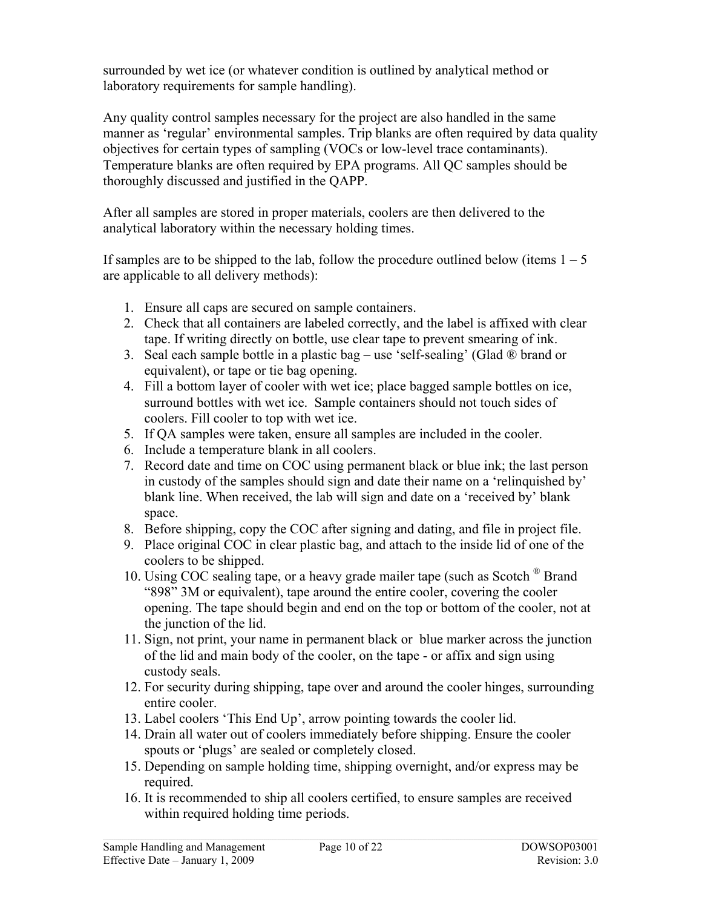surrounded by wet ice (or whatever condition is outlined by analytical method or laboratory requirements for sample handling).

Any quality control samples necessary for the project are also handled in the same manner as 'regular' environmental samples. Trip blanks are often required by data quality objectives for certain types of sampling (VOCs or low-level trace contaminants). Temperature blanks are often required by EPA programs. All QC samples should be thoroughly discussed and justified in the QAPP.

After all samples are stored in proper materials, coolers are then delivered to the analytical laboratory within the necessary holding times.

If samples are to be shipped to the lab, follow the procedure outlined below (items 1 – 5 are applicable to all delivery methods):

1. Ensure all caps are secured on sample containers.
2. Check that all containers are labeled correctly, and the label is affixed with clear tape. If writing directly on bottle, use clear tape to prevent smearing of ink.
3. Seal each sample bottle in a plastic bag – use 'self-sealing' (Glad ® brand or equivalent), or tape or tie bag opening.
4. Fill a bottom layer of cooler with wet ice; place bagged sample bottles on ice, surround bottles with wet ice. Sample containers should not touch sides of coolers. Fill cooler to top with wet ice.
5. If QA samples were taken, ensure all samples are included in the cooler.
6. Include a temperature blank in all coolers.
7. Record date and time on COC using permanent black or blue ink; the last person in custody of the samples should sign and date their name on a 'relinquished by' blank line. When received, the lab will sign and date on a 'received by' blank space.
8. Before shipping, copy the COC after signing and dating, and file in project file.
9. Place original COC in clear plastic bag, and attach to the inside lid of one of the coolers to be shipped.
10. Using COC sealing tape, or a heavy grade mailer tape (such as Scotch ® Brand "898" 3M or equivalent), tape around the entire cooler, covering the cooler opening. The tape should begin and end on the top or bottom of the cooler, not at the junction of the lid.
11. Sign, not print, your name in permanent black or blue marker across the junction of the lid and main body of the cooler, on the tape - or affix and sign using custody seals.
12. For security during shipping, tape over and around the cooler hinges, surrounding entire cooler.
13. Label coolers 'This End Up', arrow pointing towards the cooler lid.
14. Drain all water out of coolers immediately before shipping. Ensure the cooler spouts or 'plugs' are sealed or completely closed.
15. Depending on sample holding time, shipping overnight, and/or express may be required.
16. It is recommended to ship all coolers certified, to ensure samples are received within required holding time periods.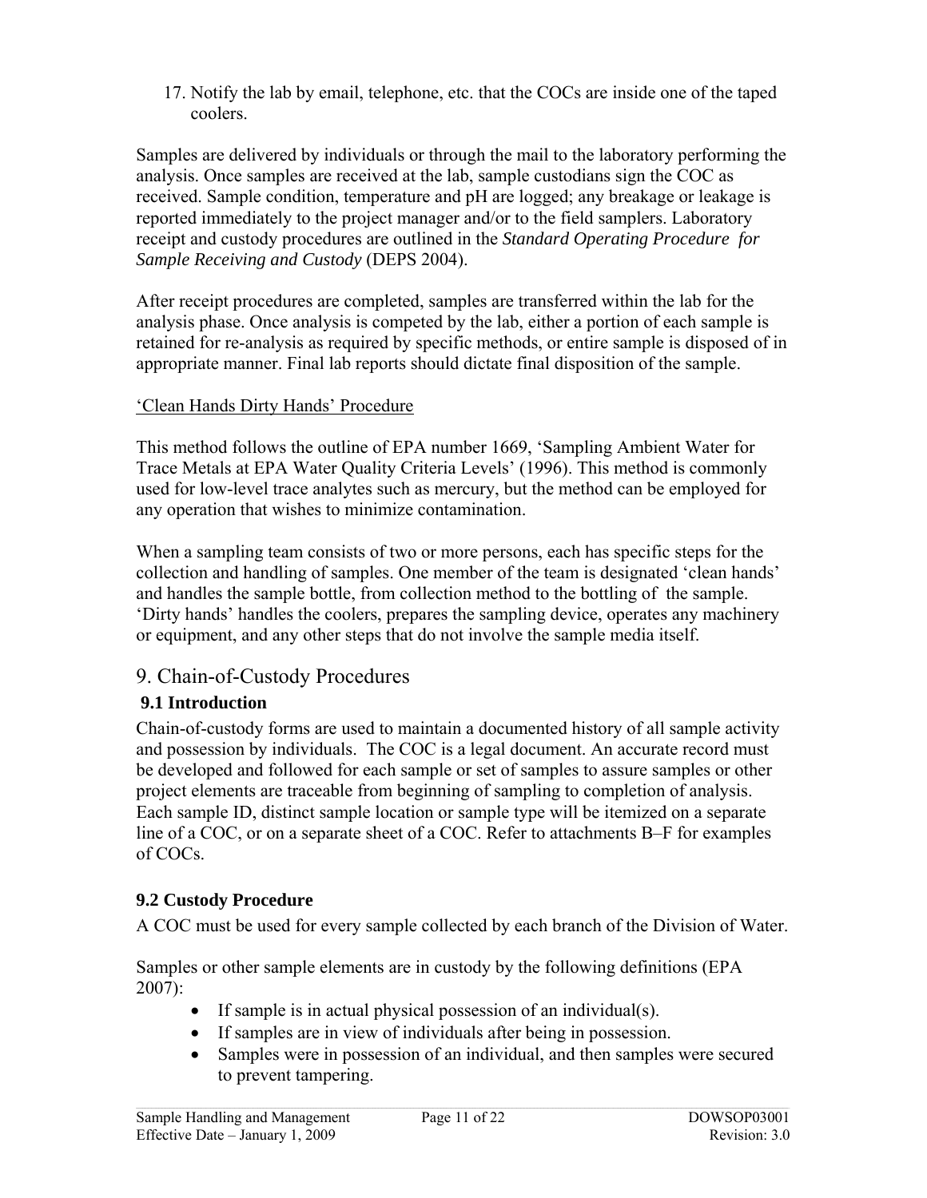17. Notify the lab by email, telephone, etc. that the COCs are inside one of the taped coolers.

Samples are delivered by individuals or through the mail to the laboratory performing the analysis. Once samples are received at the lab, sample custodians sign the COC as received. Sample condition, temperature and pH are logged; any breakage or leakage is reported immediately to the project manager and/or to the field samplers. Laboratory receipt and custody procedures are outlined in the *Standard Operating Procedure for Sample Receiving and Custody* (DEPS 2004).

After receipt procedures are completed, samples are transferred within the lab for the analysis phase. Once analysis is competed by the lab, either a portion of each sample is retained for re-analysis as required by specific methods, or entire sample is disposed of in appropriate manner. Final lab reports should dictate final disposition of the sample.

<u>'Clean Hands Dirty Hands' Procedure</u>

This method follows the outline of EPA number 1669, 'Sampling Ambient Water for Trace Metals at EPA Water Quality Criteria Levels' (1996). This method is commonly used for low-level trace analytes such as mercury, but the method can be employed for any operation that wishes to minimize contamination.

When a sampling team consists of two or more persons, each has specific steps for the collection and handling of samples. One member of the team is designated 'clean hands' and handles the sample bottle, from collection method to the bottling of the sample. 'Dirty hands' handles the coolers, prepares the sampling device, operates any machinery or equipment, and any other steps that do not involve the sample media itself.

## 9. Chain-of-Custody Procedures

### 9.1 Introduction

Chain-of-custody forms are used to maintain a documented history of all sample activity and possession by individuals. The COC is a legal document. An accurate record must be developed and followed for each sample or set of samples to assure samples or other project elements are traceable from beginning of sampling to completion of analysis. Each sample ID, distinct sample location or sample type will be itemized on a separate line of a COC, or on a separate sheet of a COC. Refer to attachments B–F for examples of COCs.

### 9.2 Custody Procedure

A COC must be used for every sample collected by each branch of the Division of Water.

Samples or other sample elements are in custody by the following definitions (EPA 2007):

- If sample is in actual physical possession of an individual(s).
- If samples are in view of individuals after being in possession.
- Samples were in possession of an individual, and then samples were secured to prevent tampering.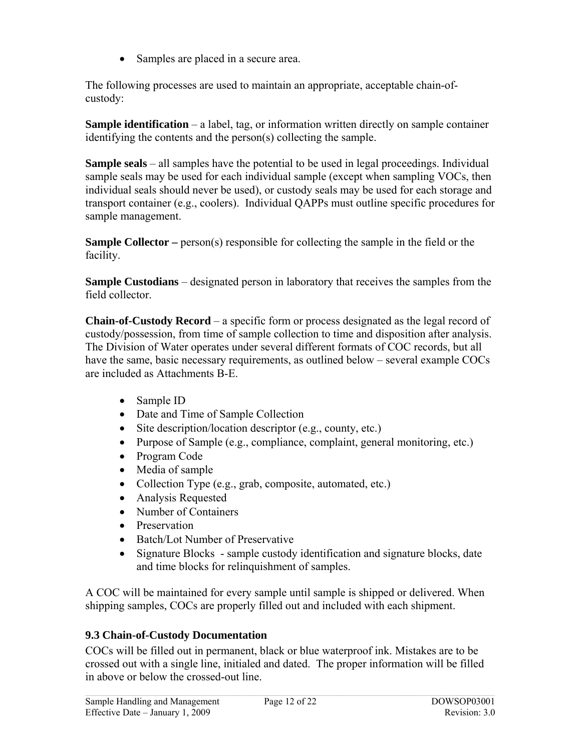- Samples are placed in a secure area.

The following processes are used to maintain an appropriate, acceptable chain-of-custody:

**Sample identification** – a label, tag, or information written directly on sample container identifying the contents and the person(s) collecting the sample.

**Sample seals** – all samples have the potential to be used in legal proceedings. Individual sample seals may be used for each individual sample (except when sampling VOCs, then individual seals should never be used), or custody seals may be used for each storage and transport container (e.g., coolers). Individual QAPPs must outline specific procedures for sample management.

**Sample Collector –** person(s) responsible for collecting the sample in the field or the facility.

**Sample Custodians** – designated person in laboratory that receives the samples from the field collector.

**Chain-of-Custody Record** – a specific form or process designated as the legal record of custody/possession, from time of sample collection to time and disposition after analysis. The Division of Water operates under several different formats of COC records, but all have the same, basic necessary requirements, as outlined below – several example COCs are included as Attachments B-E.

- Sample ID
- Date and Time of Sample Collection
- Site description/location descriptor (e.g., county, etc.)
- Purpose of Sample (e.g., compliance, complaint, general monitoring, etc.)
- Program Code
- Media of sample
- Collection Type (e.g., grab, composite, automated, etc.)
- Analysis Requested
- Number of Containers
- Preservation
- Batch/Lot Number of Preservative
- Signature Blocks - sample custody identification and signature blocks, date and time blocks for relinquishment of samples.

A COC will be maintained for every sample until sample is shipped or delivered. When shipping samples, COCs are properly filled out and included with each shipment.

### 9.3 Chain-of-Custody Documentation

COCs will be filled out in permanent, black or blue waterproof ink. Mistakes are to be crossed out with a single line, initialed and dated. The proper information will be filled in above or below the crossed-out line.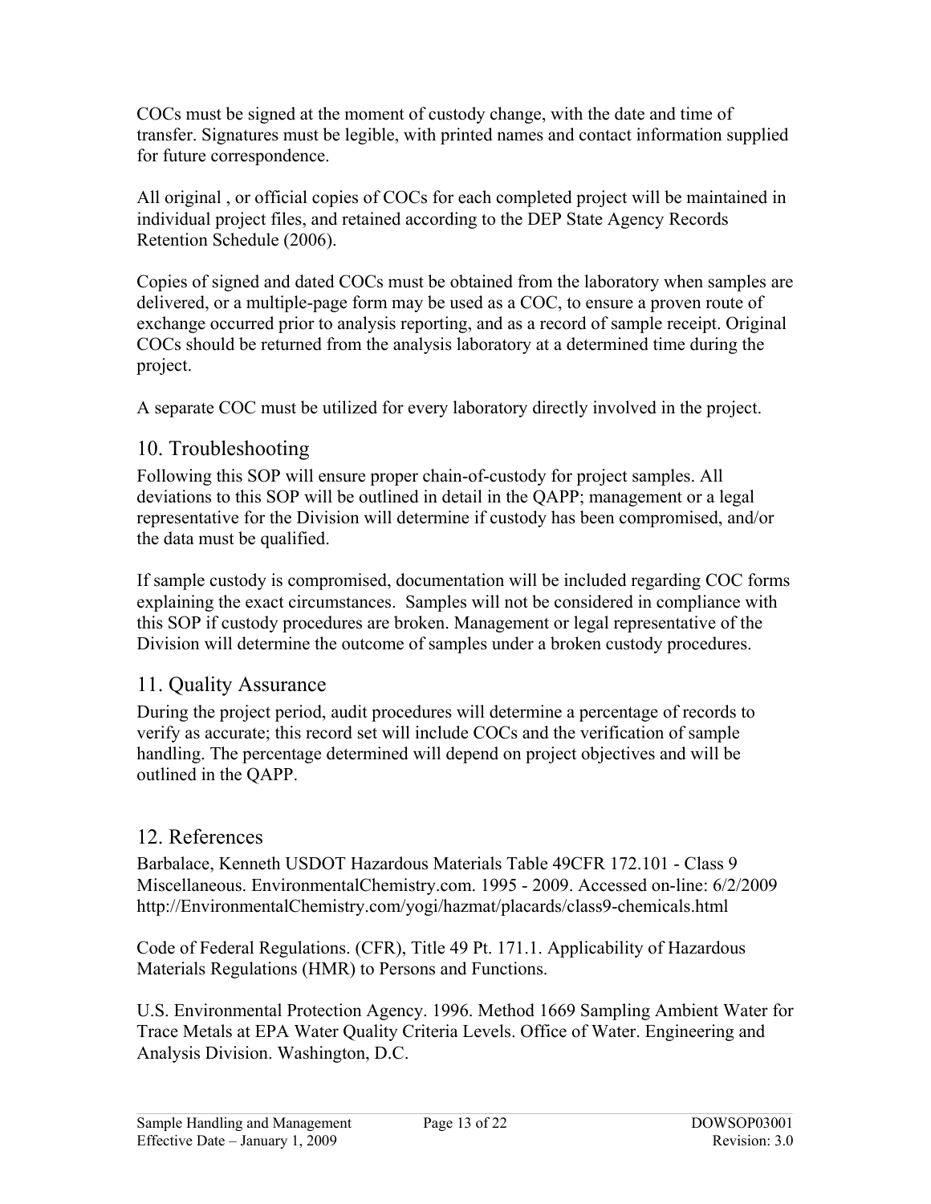COCs must be signed at the moment of custody change, with the date and time of transfer. Signatures must be legible, with printed names and contact information supplied for future correspondence.

All original , or official copies of COCs for each completed project will be maintained in individual project files, and retained according to the DEP State Agency Records Retention Schedule (2006).

Copies of signed and dated COCs must be obtained from the laboratory when samples are delivered, or a multiple-page form may be used as a COC, to ensure a proven route of exchange occurred prior to analysis reporting, and as a record of sample receipt. Original COCs should be returned from the analysis laboratory at a determined time during the project.

A separate COC must be utilized for every laboratory directly involved in the project.

## 10. Troubleshooting

Following this SOP will ensure proper chain-of-custody for project samples. All deviations to this SOP will be outlined in detail in the QAPP; management or a legal representative for the Division will determine if custody has been compromised, and/or the data must be qualified.

If sample custody is compromised, documentation will be included regarding COC forms explaining the exact circumstances. Samples will not be considered in compliance with this SOP if custody procedures are broken. Management or legal representative of the Division will determine the outcome of samples under a broken custody procedures.

## 11. Quality Assurance

During the project period, audit procedures will determine a percentage of records to verify as accurate; this record set will include COCs and the verification of sample handling. The percentage determined will depend on project objectives and will be outlined in the QAPP.

## 12. References

Barbalace, Kenneth USDOT Hazardous Materials Table 49CFR 172.101 - Class 9 Miscellaneous. EnvironmentalChemistry.com. 1995 - 2009. Accessed on-line: 6/2/2009 http://EnvironmentalChemistry.com/yogi/hazmat/placards/class9-chemicals.html

Code of Federal Regulations. (CFR), Title 49 Pt. 171.1. Applicability of Hazardous Materials Regulations (HMR) to Persons and Functions.

U.S. Environmental Protection Agency. 1996. Method 1669 Sampling Ambient Water for Trace Metals at EPA Water Quality Criteria Levels. Office of Water. Engineering and Analysis Division. Washington, D.C.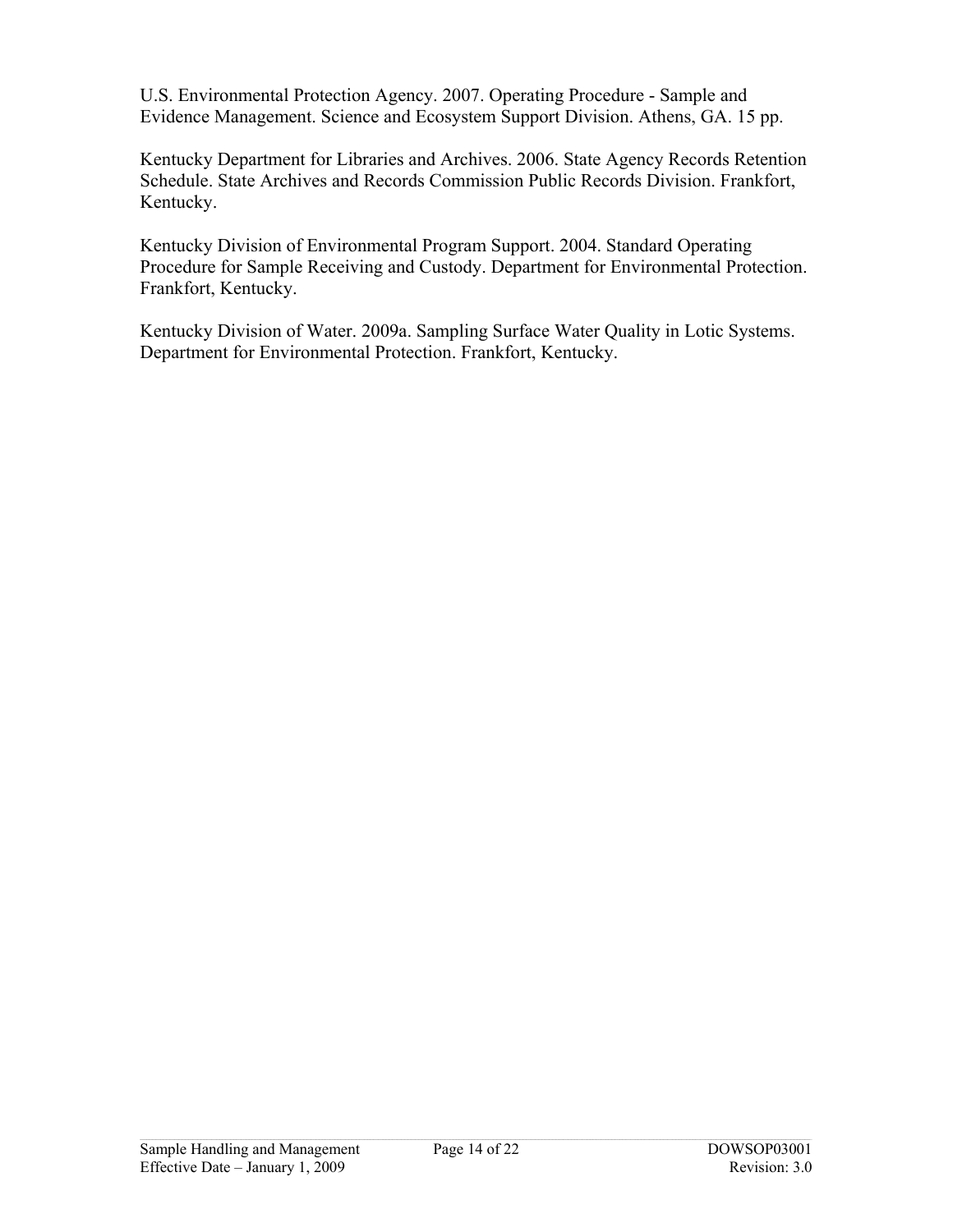U.S. Environmental Protection Agency. 2007. Operating Procedure - Sample and Evidence Management. Science and Ecosystem Support Division. Athens, GA. 15 pp.

Kentucky Department for Libraries and Archives. 2006. State Agency Records Retention Schedule. State Archives and Records Commission Public Records Division. Frankfort, Kentucky.

Kentucky Division of Environmental Program Support. 2004. Standard Operating Procedure for Sample Receiving and Custody. Department for Environmental Protection. Frankfort, Kentucky.

Kentucky Division of Water. 2009a. Sampling Surface Water Quality in Lotic Systems. Department for Environmental Protection. Frankfort, Kentucky.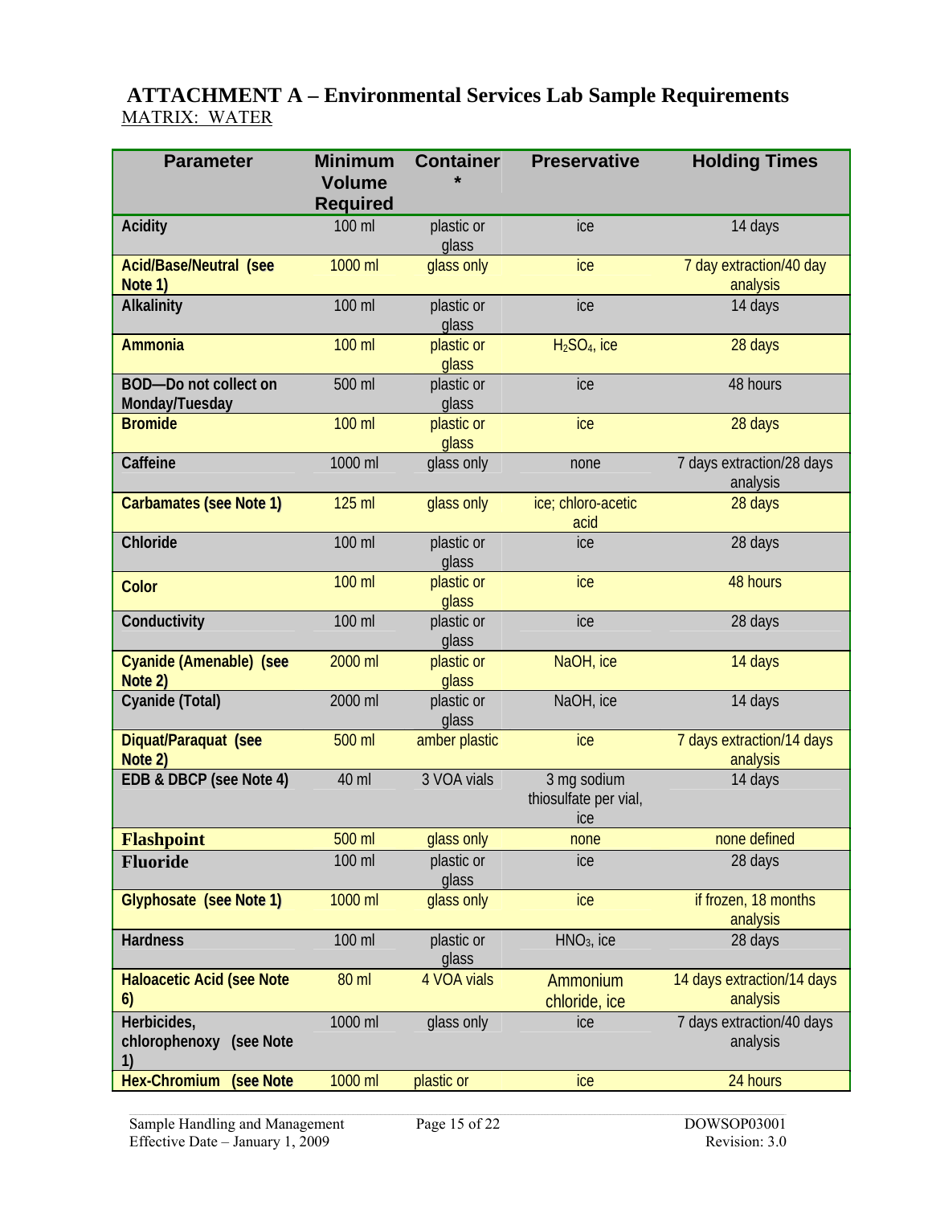## ATTACHMENT A – Environmental Services Lab Sample Requirements

MATRIX: WATER

| Parameter | Minimum Volume Required | Container * | Preservative | Holding Times |
|---|---|---|---|---|
| **Acidity** | 100 ml | plastic or glass | ice | 14 days |
| **Acid/Base/Neutral (see Note 1)** | 1000 ml | glass only | ice | 7 day extraction/40 day analysis |
| **Alkalinity** | 100 ml | plastic or glass | ice | 14 days |
| **Ammonia** | 100 ml | plastic or glass | $H_2SO_4$, ice | 28 days |
| **BOD—Do not collect on Monday/Tuesday** | 500 ml | plastic or glass | ice | 48 hours |
| **Bromide** | 100 ml | plastic or glass | ice | 28 days |
| **Caffeine** | 1000 ml | glass only | none | 7 days extraction/28 days analysis |
| **Carbamates (see Note 1)** | 125 ml | glass only | ice; chloro-acetic acid | 28 days |
| **Chloride** | 100 ml | plastic or glass | ice | 28 days |
| **Color** | 100 ml | plastic or glass | ice | 48 hours |
| **Conductivity** | 100 ml | plastic or glass | ice | 28 days |
| **Cyanide (Amenable) (see Note 2)** | 2000 ml | plastic or glass | NaOH, ice | 14 days |
| **Cyanide (Total)** | 2000 ml | plastic or glass | NaOH, ice | 14 days |
| **Diquat/Paraquat (see Note 2)** | 500 ml | amber plastic | ice | 7 days extraction/14 days analysis |
| **EDB & DBCP (see Note 4)** | 40 ml | 3 VOA vials | 3 mg sodium thiosulfate per vial, ice | 14 days |
| **Flashpoint** | 500 ml | glass only | none | none defined |
| **Fluoride** | 100 ml | plastic or glass | ice | 28 days |
| **Glyphosate (see Note 1)** | 1000 ml | glass only | ice | if frozen, 18 months analysis |
| **Hardness** | 100 ml | plastic or glass | $HNO_3$, ice | 28 days |
| **Haloacetic Acid (see Note 6)** | 80 ml | 4 VOA vials | Ammonium chloride, ice | 14 days extraction/14 days analysis |
| **Herbicides, chlorophenoxy (see Note 1)** | 1000 ml | glass only | ice | 7 days extraction/40 days analysis |
| **Hex-Chromium (see Note** | 1000 ml | plastic or | ice | 24 hours |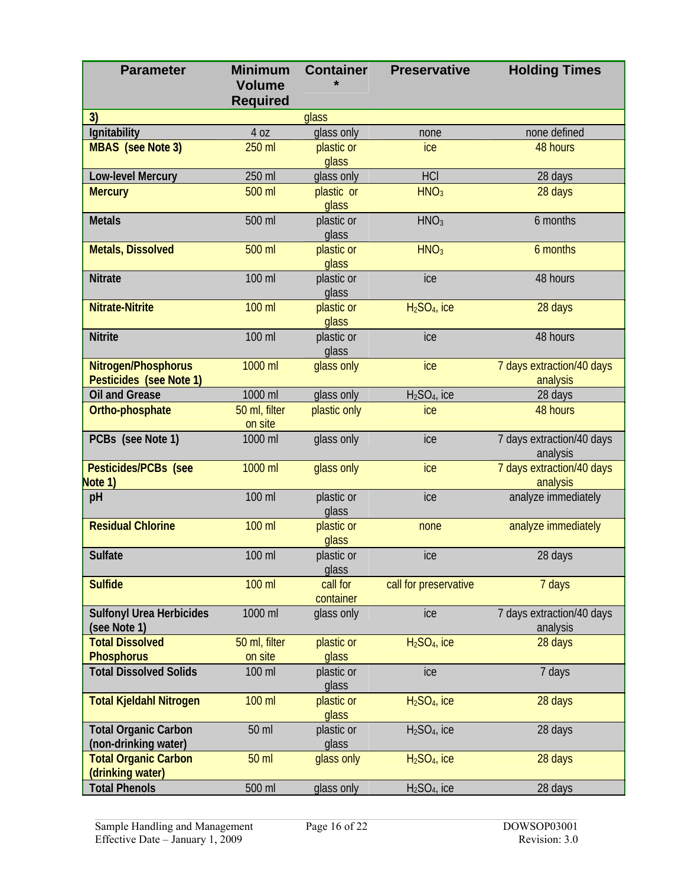| Parameter | Minimum Volume Required | Container * | Preservative | Holding Times |
|---|---|---|---|---|
| 3) | | glass | | |
| Ignitability | 4 oz | glass only | none | none defined |
| MBAS (see Note 3) | 250 ml | plastic or glass | ice | 48 hours |
| Low-level Mercury | 250 ml | glass only | HCl | 28 days |
| Mercury | 500 ml | plastic or glass | $HNO_3$ | 28 days |
| Metals | 500 ml | plastic or glass | $HNO_3$ | 6 months |
| Metals, Dissolved | 500 ml | plastic or glass | $HNO_3$ | 6 months |
| Nitrate | 100 ml | plastic or glass | ice | 48 hours |
| Nitrate-Nitrite | 100 ml | plastic or glass | $H_2SO_4$, ice | 28 days |
| Nitrite | 100 ml | plastic or glass | ice | 48 hours |
| Nitrogen/Phosphorus Pesticides (see Note 1) | 1000 ml | glass only | ice | 7 days extraction/40 days analysis |
| Oil and Grease | 1000 ml | glass only | $H_2SO_4$, ice | 28 days |
| Ortho-phosphate | 50 ml, filter on site | plastic only | ice | 48 hours |
| PCBs (see Note 1) | 1000 ml | glass only | ice | 7 days extraction/40 days analysis |
| Pesticides/PCBs (see Note 1) | 1000 ml | glass only | ice | 7 days extraction/40 days analysis |
| pH | 100 ml | plastic or glass | ice | analyze immediately |
| Residual Chlorine | 100 ml | plastic or glass | none | analyze immediately |
| Sulfate | 100 ml | plastic or glass | ice | 28 days |
| Sulfide | 100 ml | call for container | call for preservative | 7 days |
| Sulfonyl Urea Herbicides (see Note 1) | 1000 ml | glass only | ice | 7 days extraction/40 days analysis |
| Total Dissolved Phosphorus | 50 ml, filter on site | plastic or glass | $H_2SO_4$, ice | 28 days |
| Total Dissolved Solids | 100 ml | plastic or glass | ice | 7 days |
| Total Kjeldahl Nitrogen | 100 ml | plastic or glass | $H_2SO_4$, ice | 28 days |
| Total Organic Carbon (non-drinking water) | 50 ml | plastic or glass | $H_2SO_4$, ice | 28 days |
| Total Organic Carbon (drinking water) | 50 ml | glass only | $H_2SO_4$, ice | 28 days |
| Total Phenols | 500 ml | glass only | $H_2SO_4$, ice | 28 days |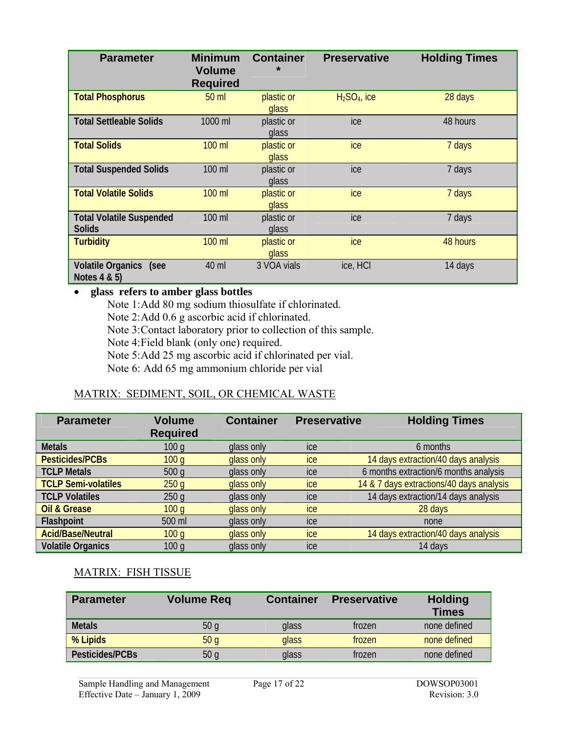| Parameter | Minimum Volume Required | Container * | Preservative | Holding Times |
|---|---|---|---|---|
| **Total Phosphorus** | 50 ml | plastic or glass | $H_2SO_4$, ice | 28 days |
| **Total Settleable Solids** | 1000 ml | plastic or glass | ice | 48 hours |
| **Total Solids** | 100 ml | plastic or glass | ice | 7 days |
| **Total Suspended Solids** | 100 ml | plastic or glass | ice | 7 days |
| **Total Volatile Solids** | 100 ml | plastic or glass | ice | 7 days |
| **Total Volatile Suspended Solids** | 100 ml | plastic or glass | ice | 7 days |
| **Turbidity** | 100 ml | plastic or glass | ice | 48 hours |
| **Volatile Organics (see Notes 4 & 5)** | 40 ml | 3 VOA vials | ice, HCl | 14 days |

- **glass refers to amber glass bottles**

  Note 1:Add 80 mg sodium thiosulfate if chlorinated.
  Note 2:Add 0.6 g ascorbic acid if chlorinated.
  Note 3:Contact laboratory prior to collection of this sample.
  Note 4:Field blank (only one) required.
  Note 5:Add 25 mg ascorbic acid if chlorinated per vial.
  Note 6: Add 65 mg ammonium chloride per vial

MATRIX: SEDIMENT, SOIL, OR CHEMICAL WASTE

| Parameter | Volume Required | Container | Preservative | Holding Times |
|---|---|---|---|---|
| **Metals** | 100 g | glass only | ice | 6 months |
| **Pesticides/PCBs** | 100 g | glass only | ice | 14 days extraction/40 days analysis |
| **TCLP Metals** | 500 g | glass only | ice | 6 months extraction/6 months analysis |
| **TCLP Semi-volatiles** | 250 g | glass only | ice | 14 & 7 days extractions/40 days analysis |
| **TCLP Volatiles** | 250 g | glass only | ice | 14 days extraction/14 days analysis |
| **Oil & Grease** | 100 g | glass only | ice | 28 days |
| **Flashpoint** | 500 ml | glass only | ice | none |
| **Acid/Base/Neutral** | 100 g | glass only | ice | 14 days extraction/40 days analysis |
| **Volatile Organics** | 100 g | glass only | ice | 14 days |

MATRIX: FISH TISSUE

| Parameter | Volume Req | Container | Preservative | Holding Times |
|---|---|---|---|---|
| **Metals** | 50 g | glass | frozen | none defined |
| **% Lipids** | 50 g | glass | frozen | none defined |
| **Pesticides/PCBs** | 50 g | glass | frozen | none defined |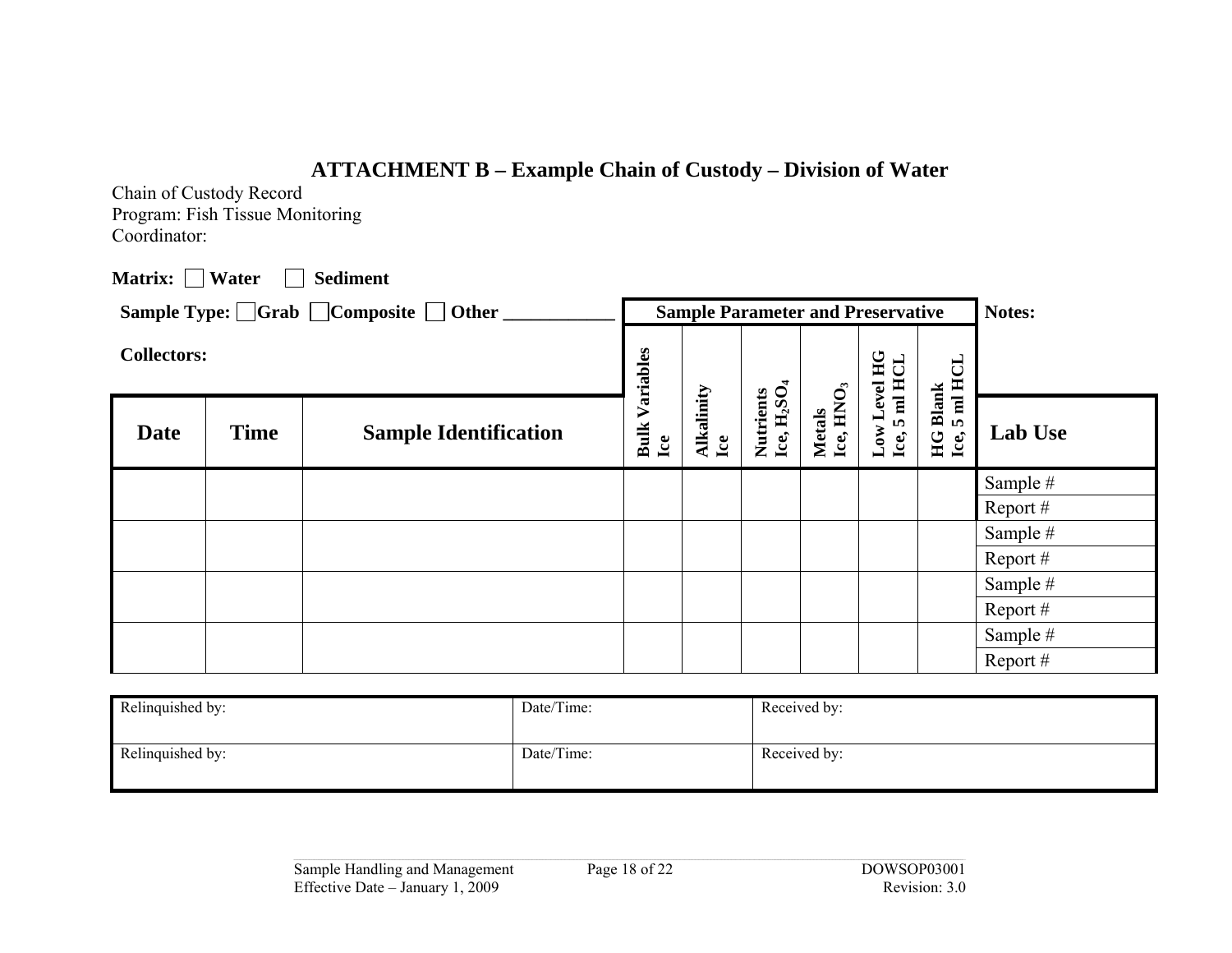## ATTACHMENT B – Example Chain of Custody – Division of Water

Chain of Custody Record
Program: Fish Tissue Monitoring
Coordinator:

**Matrix:** ☐ **Water** ☐ **Sediment**

**Sample Type:** ☐ **Grab** ☐ **Composite** ☐ **Other \_\_\_\_\_\_\_\_\_\_\_\_**

**Collectors:**

| | | | **Sample Parameter and Preservative** | | | | | | **Notes:** |
|---|---|---|---|---|---|---|---|---|---|
| **Date** | **Time** | **Sample Identification** | **Bulk Variables Ice** | **Alkalinity Ice** | **Nutrients Ice, $H_2SO_4$** | **Metals Ice, $HNO_3$** | **Low Level HG Ice, 5 ml HCL** | **HG Blank Ice, 5 ml HCL** | **Lab Use** |
| | | | | | | | | | Sample # |
| | | | | | | | | | Report # |
| | | | | | | | | | Sample # |
| | | | | | | | | | Report # |
| | | | | | | | | | Sample # |
| | | | | | | | | | Report # |
| | | | | | | | | | Sample # |
| | | | | | | | | | Report # |

| Relinquished by: | Date/Time: | Received by: |
|---|---|---|
| Relinquished by: | Date/Time: | Received by: |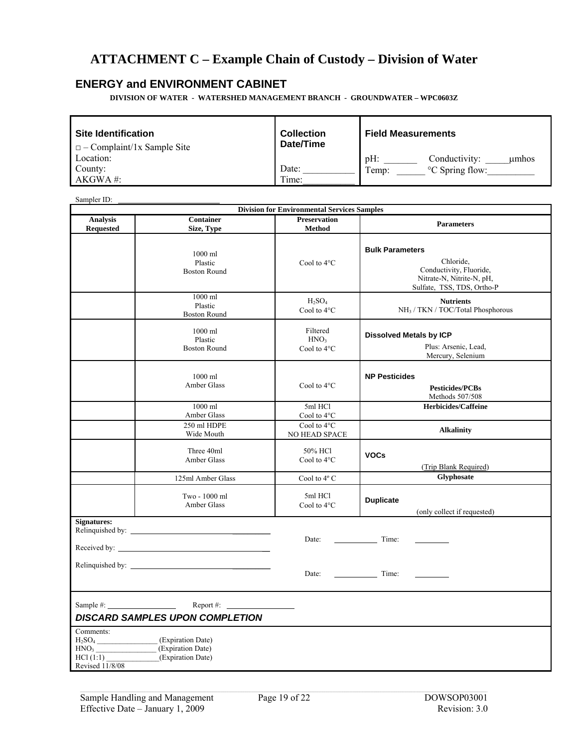# ATTACHMENT C – Example Chain of Custody – Division of Water

## ENERGY and ENVIRONMENT CABINET

**DIVISION OF WATER - WATERSHED MANAGEMENT BRANCH - GROUNDWATER – WPC0603Z**

| **Site Identification** | **Collection Date/Time** | **Field Measurements** |
|---|---|---|
| □ – Complaint/1x Sample Site<br>Location:<br>County:<br>AKGWA #: | Date: ___________<br>Time:___________ | pH: _______ Conductivity: _____μmhos<br>Temp: ______ °C Spring flow:__________ |

Sampler ID: ____________________________

| **Division for Environmental Services Samples** | | | |
|---|---|---|---|
| **Analysis Requested** | **Container Size, Type** | **Preservation Method** | **Parameters** |
| | 1000 ml Plastic Boston Round | Cool to 4°C | **Bulk Parameters** Chloride, Conductivity, Fluoride, Nitrate-N, Nitrite-N, pH, Sulfate, TSS, TDS, Ortho-P |
| | 1000 ml Plastic Boston Round | $H_2SO_4$ Cool to 4°C | **Nutrients** $NH_3$ / TKN / TOC/Total Phosphorous |
| | 1000 ml Plastic Boston Round | Filtered $HNO_3$ Cool to 4°C | **Dissolved Metals by ICP** Plus: Arsenic, Lead, Mercury, Selenium |
| | 1000 ml Amber Glass | Cool to 4°C | **NP Pesticides** **Pesticides/PCBs** Methods 507/508 |
| | 1000 ml Amber Glass | 5ml HCl Cool to 4°C | **Herbicides/Caffeine** |
| | 250 ml HDPE Wide Mouth | Cool to 4°C NO HEAD SPACE | **Alkalinity** |
| | Three 40ml Amber Glass | 50% HCl Cool to 4°C | **VOCs** (Trip Blank Required) |
| | 125ml Amber Glass | Cool to 4° C | **Glyphosate** |
| | Two - 1000 ml Amber Glass | 5ml HCl Cool to 4°C | **Duplicate** (only collect if requested) |

**Signatures:**

Relinquished by: ______________________________

Date: __________ Time: ________

Received by: ______________________________

Relinquished by: ______________________________

Date: __________ Time: ________

Sample #: ______________ Report #: ______________

***DISCARD SAMPLES UPON COMPLETION***

Comments:
$H_2SO_4$ _______________ (Expiration Date)
$HNO_3$ _______________ (Expiration Date)
HCl (1:1) _____________(Expiration Date)
Revised 11/8/08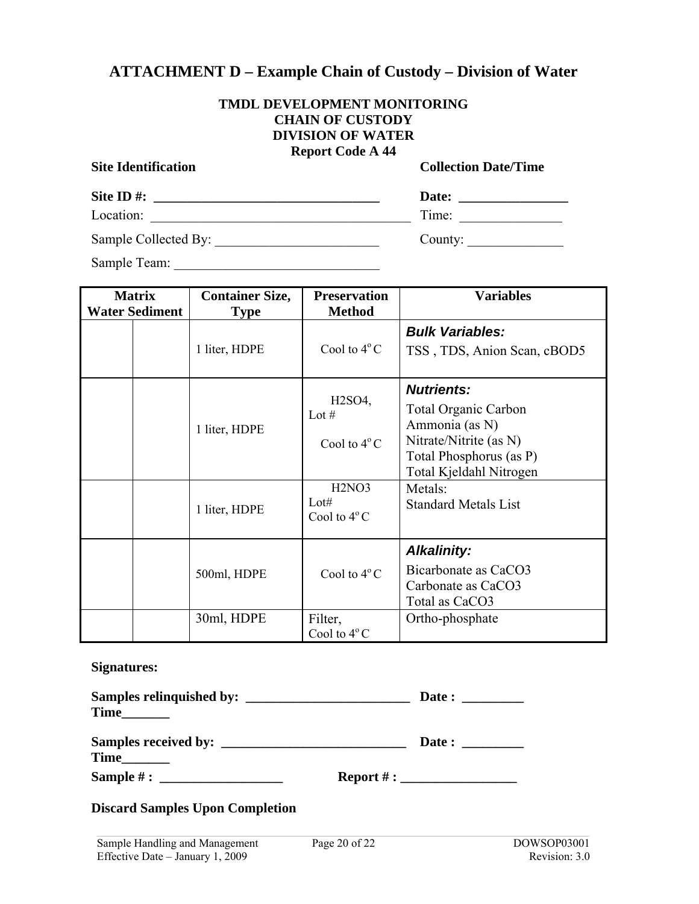# ATTACHMENT D – Example Chain of Custody – Division of Water

**TMDL DEVELOPMENT MONITORING**
**CHAIN OF CUSTODY**
**DIVISION OF WATER**
**Report Code A 44**

**Site Identification** | **Collection Date/Time**

**Site ID #:** ________________________________ **Date:** ________________

Location: ______________________________________ Time: _______________

Sample Collected By: ________________________ County: ______________

Sample Team: ______________________________

| Matrix Water | Sediment | Container Size, Type | Preservation Method | Variables |
|---|---|---|---|---|
| | | 1 liter, HDPE | Cool to 4° C | ***Bulk Variables:*** TSS , TDS, Anion Scan, cBOD5 |
| | | 1 liter, HDPE | $H_2SO_4$, Lot # Cool to 4° C | ***Nutrients:*** Total Organic Carbon, Ammonia (as N), Nitrate/Nitrite (as N), Total Phosphorus (as P), Total Kjeldahl Nitrogen |
| | | 1 liter, HDPE | H2NO3 Lot# Cool to 4° C | Metals: Standard Metals List |
| | | 500ml, HDPE | Cool to 4° C | ***Alkalinity:*** Bicarbonate as $CaCO_3$, Carbonate as $CaCO_3$, Total as $CaCO_3$ |
| | | 30ml, HDPE | Filter, Cool to 4° C | Ortho-phosphate |

**Signatures:**

**Samples relinquished by:** ________________________ **Date :** _________ **Time**_______

**Samples received by:** ___________________________ **Date :** _________ **Time**_______

**Sample # :** __________________ **Report # :** _________________

**Discard Samples Upon Completion**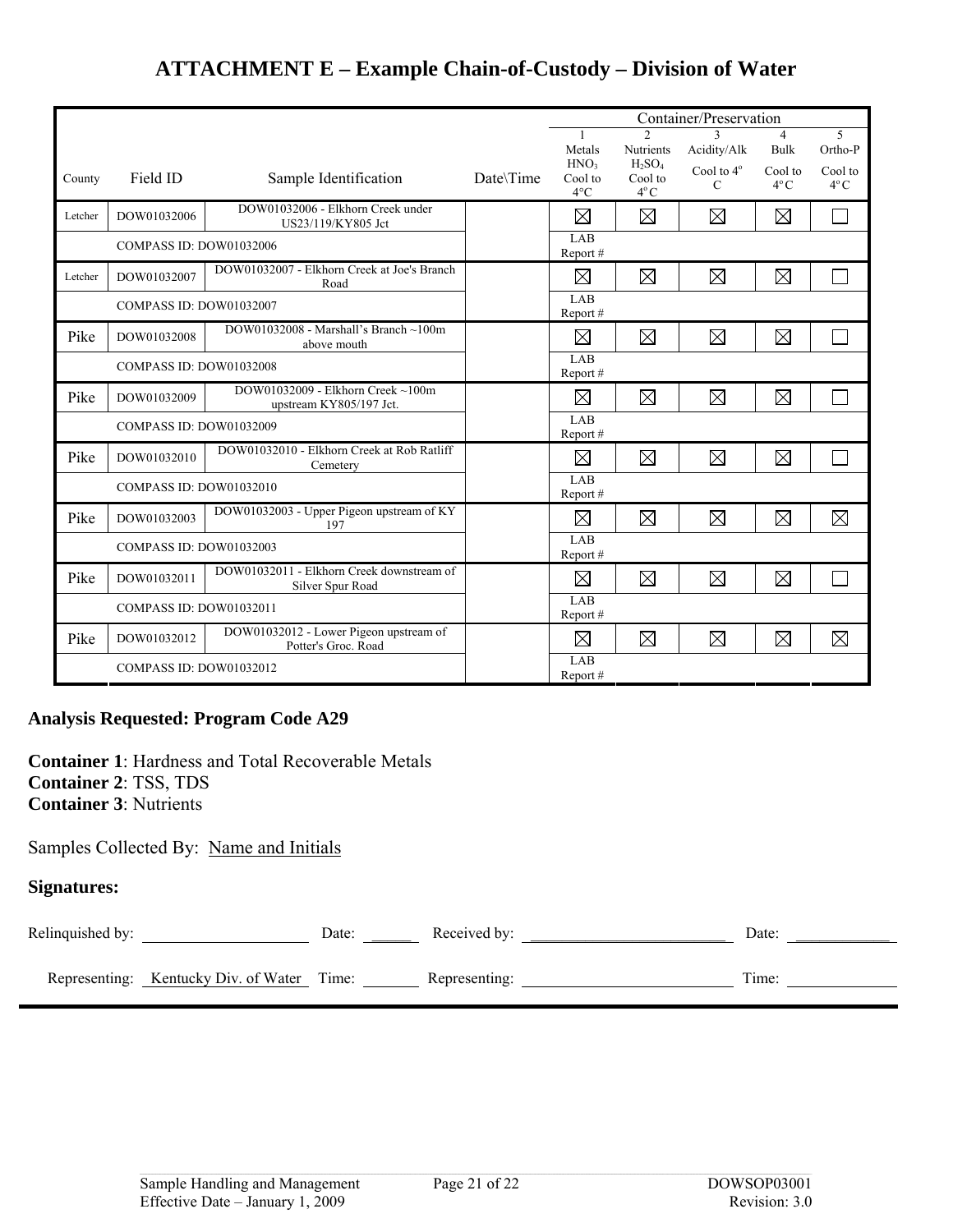# ATTACHMENT E – Example Chain-of-Custody – Division of Water

| County | Field ID | Sample Identification | Date\Time | Container/Preservation 1 Metals $HNO_3$ Cool to 4°C | 2 Nutrients $H_2SO_4$ Cool to 4°C | 3 Acidity/Alk Cool to 4° C | 4 Bulk Cool to 4°C | 5 Ortho-P Cool to 4°C |
|---|---|---|---|---|---|---|---|---|
| Letcher | DOW01032006 | DOW01032006 - Elkhorn Creek under US23/119/KY805 Jct | | ☒ | ☒ | ☒ | ☒ | ☐ |
| | COMPASS ID: DOW01032006 | | | LAB Report # | | | | |
| Letcher | DOW01032007 | DOW01032007 - Elkhorn Creek at Joe's Branch Road | | ☒ | ☒ | ☒ | ☒ | ☐ |
| | COMPASS ID: DOW01032007 | | | LAB Report # | | | | |
| Pike | DOW01032008 | DOW01032008 - Marshall's Branch ~100m above mouth | | ☒ | ☒ | ☒ | ☒ | ☐ |
| | COMPASS ID: DOW01032008 | | | LAB Report # | | | | |
| Pike | DOW01032009 | DOW01032009 - Elkhorn Creek ~100m upstream KY805/197 Jct. | | ☒ | ☒ | ☒ | ☒ | ☐ |
| | COMPASS ID: DOW01032009 | | | LAB Report # | | | | |
| Pike | DOW01032010 | DOW01032010 - Elkhorn Creek at Rob Ratliff Cemetery | | ☒ | ☒ | ☒ | ☒ | ☐ |
| | COMPASS ID: DOW01032010 | | | LAB Report # | | | | |
| Pike | DOW01032003 | DOW01032003 - Upper Pigeon upstream of KY 197 | | ☒ | ☒ | ☒ | ☒ | ☒ |
| | COMPASS ID: DOW01032003 | | | LAB Report # | | | | |
| Pike | DOW01032011 | DOW01032011 - Elkhorn Creek downstream of Silver Spur Road | | ☒ | ☒ | ☒ | ☒ | ☐ |
| | COMPASS ID: DOW01032011 | | | LAB Report # | | | | |
| Pike | DOW01032012 | DOW01032012 - Lower Pigeon upstream of Potter's Groc. Road | | ☒ | ☒ | ☒ | ☒ | ☒ |
| | COMPASS ID: DOW01032012 | | | LAB Report # | | | | |

**Analysis Requested: Program Code A29**

**Container 1**: Hardness and Total Recoverable Metals
**Container 2**: TSS, TDS
**Container 3**: Nutrients

Samples Collected By: Name and Initials

**Signatures:**

Relinquished by: ____________________ Date: ______ Received by: __________________________ Date: ____________

Representing: Kentucky Div. of Water Time: ________ Representing: __________________________ Time: ____________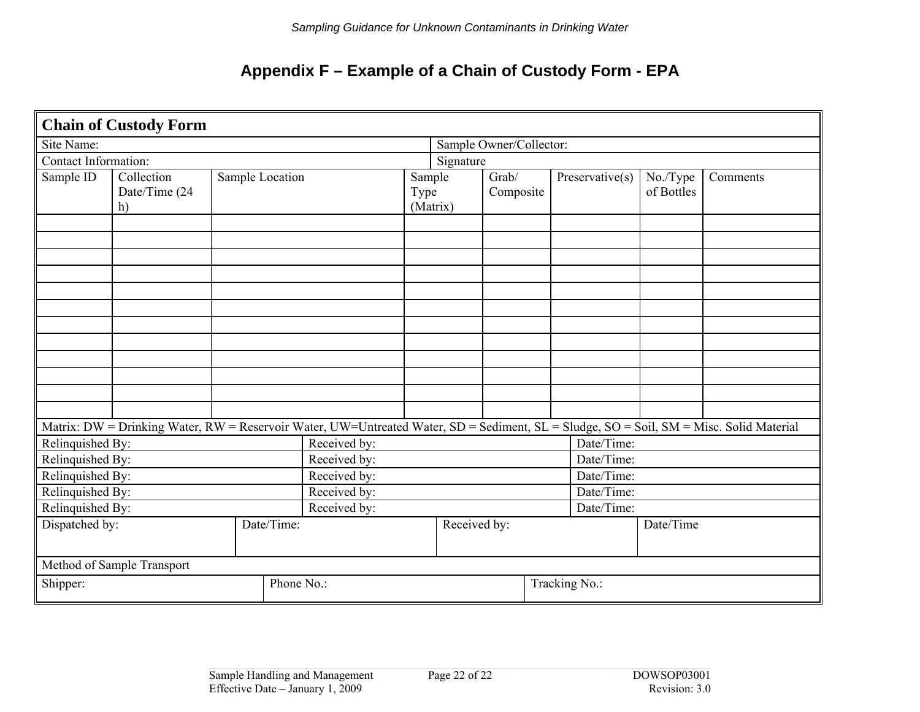## Appendix F – Example of a Chain of Custody Form - EPA

**Chain of Custody Form**

| | |
|---|---|
| Site Name: | Sample Owner/Collector: |
| Contact Information: | Signature |

| Sample ID | Collection Date/Time (24 h) | Sample Location | Sample Type (Matrix) | Grab/ Composite | Preservative(s) | No./Type of Bottles | Comments |
|---|---|---|---|---|---|---|---|
| | | | | | | | |
| | | | | | | | |
| | | | | | | | |
| | | | | | | | |
| | | | | | | | |
| | | | | | | | |
| | | | | | | | |
| | | | | | | | |
| | | | | | | | |
| | | | | | | | |
| | | | | | | | |
| | | | | | | | |

Matrix: DW = Drinking Water, RW = Reservoir Water, UW=Untreated Water, SD = Sediment, SL = Sludge, SO = Soil, SM = Misc. Solid Material

| | | |
|---|---|---|
| Relinquished By: | Received by: | Date/Time: |
| Relinquished By: | Received by: | Date/Time: |
| Relinquished By: | Received by: | Date/Time: |
| Relinquished By: | Received by: | Date/Time: |
| Relinquished By: | Received by: | Date/Time: |

| | | | |
|---|---|---|---|
| Dispatched by: | Date/Time: | Received by: | Date/Time |

Method of Sample Transport

| | | |
|---|---|---|
| Shipper: | Phone No.: | Tracking No.: |